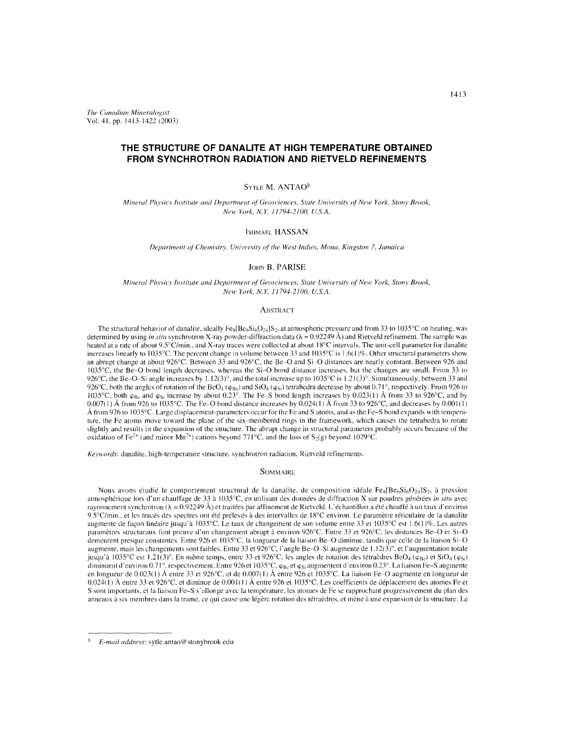*The Canadian Mineralogist*
Vol. 41, pp. 1413-1422 (2003)

# THE STRUCTURE OF DANALITE AT HIGH TEMPERATURE OBTAINED FROM SYNCHROTRON RADIATION AND RIETVELD REFINEMENTS

SYTLE M. ANTAO[§]

*Mineral Physics Institute and Department of Geosciences, State University of New York, Stony Brook, New York, N.Y. 11794-2100, U.S.A.*

ISHMAEL HASSAN

*Department of Chemistry, University of the West Indies, Mona, Kingston 7, Jamaica*

JOHN B. PARISE

*Mineral Physics Institute and Department of Geosciences, State University of New York, Stony Brook, New York, N.Y. 11794-2100, U.S.A.*

## ABSTRACT

The structural behavior of danalite, ideally $Fe_8[Be_6Si_6O_{24}]S_2$, at atmospheric pressure and from 33 to 1035°C on heating, was determined by using *in situ* synchrotron X-ray powder-diffraction data ($\lambda$ = 0.92249 Å) and Rietveld refinement. The sample was heated at a rate of about 9.5°C/min., and X-ray traces were collected at about 18°C intervals. The unit-cell parameter for danalite increases linearly to 1035°C. The percent change in volume between 33 and 1035°C is 1.6(1)%. Other structural parameters show an abrupt change at about 926°C. Between 33 and 926°C, the Be–O and Si–O distances are nearly constant. Between 926 and 1035°C, the Be–O bond length decreases, whereas the Si–O bond distance increases, but the changes are small. From 33 to 926°C, the Be–O–Si angle increases by 1.12(3)°, and the total increase up to 1035°C is 1.21(3)°. Simultaneously, between 33 and 926°C, both the angles of rotation of the $BeO_4$ ($\varphi_{Be}$) and $SiO_4$ ($\varphi_{Si}$) tetrahedra decrease by about 0.71°, respectively. From 926 to 1035°C, both $\varphi_{Be}$ and $\varphi_{Si}$ increase by about 0.23°. The Fe–S bond length increases by 0.023(1) Å from 33 to 926°C, and by 0.007(1) Å from 926 to 1035°C. The Fe–O bond distance increases by 0.024(1) Å from 33 to 926°C, and decreases by 0.001(1) Å from 926 to 1035°C. Large displacement-parameters occur for the Fe and S atoms, and as the Fe–S bond expands with temperature, the Fe atoms move toward the plane of the six-membered rings in the framework, which causes the tetrahedra to rotate slightly and results in the expansion of the structure. The abrupt change in structural parameters probably occurs because of the oxidation of $Fe^{2+}$ (and minor $Mn^{2+}$) cations beyond 771°C, and the loss of $S_2$(g) beyond 1029°C.

*Keywords*: danalite, high-temperature structure, synchrotron radiation, Rietveld refinements.

## SOMMAIRE

Nous avons étudié le comportement structural de la danalite, de composition idéale $Fe_8[Be_6Si_6O_{24}]S_2$, à pression atmosphérique lors d'un chauffage de 33 à 1035°C, en utilisant des données de diffraction X sur poudres générées *in situ* avec rayonnement synchrotron ($\lambda$ = 0.92249 Å) et traitées par affinement de Rietveld. L'échantillon a été chauffé à un taux d'environ 9.5°C/min., et les tracés des spectres ont été prélevés à des intervalles de 18°C environ. Le paramètre réticulaire de la danalite augmente de façon linéaire jusqu'à 1035°C. Le taux de changement de son volume entre 33 et 1035°C est 1.6(1)%. Les autres paramètres structuraux font preuve d'un changement abrupt à environ 926°C. Entre 33 et 926°C, les distances Be–O et Si–O demeurent presque constantes. Entre 926 et 1035°C, la longueur de la liaison Be–O diminue, tandis que celle de la liaison Si–O augmente, mais les changements sont faibles. Entre 33 et 926°C, l'angle Be–O–Si augmente de 1.12(3)°, et l'augmentation totale jusqu'à 1035°C est 1.21(3)°. En même temps, entre 33 et 926°C, les angles de rotation des tétraèdres $BeO_4$ ($\varphi_{Be}$) et $SiO_4$ ($\varphi_{Si}$) diminuent d'environ 0.71°, respectivement. Entre 926 et 1035°C, $\varphi_{Be}$ et $\varphi_{Si}$ augmentent d'environ 0.23°. La liaison Fe–S augmente en longueur de 0.023(1) Å entre 33 et 926°C, et de 0.007(1) Å entre 926 et 1035°C. La liaison Fe–O augmente en longueur de 0.024(1) Å entre 33 et 926°C, et diminue de 0.001(1) Å entre 926 et 1035°C. Les coefficients de déplacement des atomes Fe et S sont importants, et la liaison Fe–S s'allonge avec la température, les atomes de Fe se rapprochant progressivement du plan des anneaux à six membres dans la trame, ce qui cause une légère rotation des tétraèdres, et mène à une expansion de la structure. Le

[§] *E-mail address*: sytle.antao@stonybrook.edu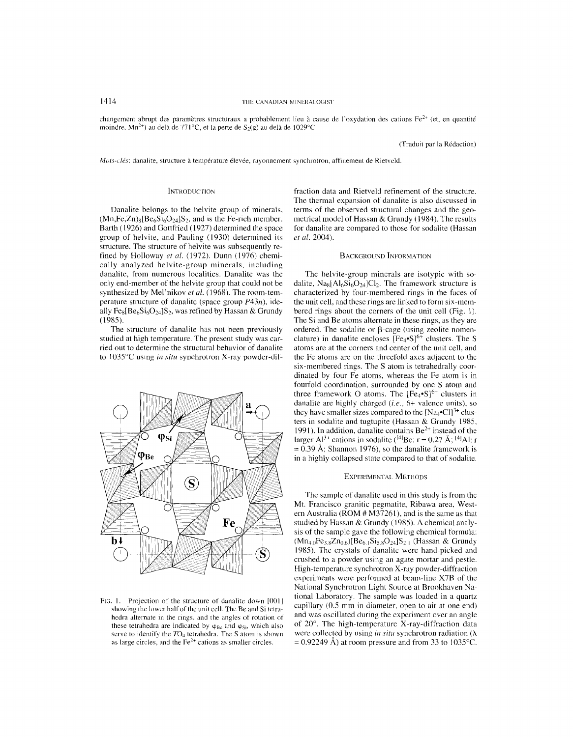changement abrupt des paramètres structuraux a probablement lieu à cause de l'oxydation des cations $Fe^{2+}$ (et, en quantité moindre, $Mn^{2+}$) au delà de 771°C, et la perte de $S_2$(g) au delà de 1029°C.

(Traduit par la Rédaction)

*Mots-clés*: danalite, structure à température élevée, rayonnement synchrotron, affinement de Rietveld.

## INTRODUCTION

Danalite belongs to the helvite group of minerals, $(Mn,Fe,Zn)_8[Be_6Si_6O_{24}]S_2$, and is the Fe-rich member. Barth (1926) and Gottfried (1927) determined the space group of helvite, and Pauling (1930) determined its structure. The structure of helvite was subsequently refined by Holloway *et al.* (1972). Dunn (1976) chemically analyzed helvite-group minerals, including danalite, from numerous localities. Danalite was the only end-member of the helvite group that could not be synthesized by Mel'nikov *et al.* (1968). The room-temperature structure of danalite (space group $P\bar{4}3n$), ideally $Fe_8[Be_6Si_6O_{24}]S_2$, was refined by Hassan & Grundy (1985).

The structure of danalite has not been previously studied at high temperature. The present study was carried out to determine the structural behavior of danalite to 1035°C using *in situ* synchrotron X-ray powder-diffraction data and Rietveld refinement of the structure. The thermal expansion of danalite is also discussed in terms of the observed structural changes and the geometrical model of Hassan & Grundy (1984). The results for danalite are compared to those for sodalite (Hassan *et al.* 2004).

FIG. 1. Projection of the structure of danalite down [001] showing the lower half of the unit cell. The Be and Si tetrahedra alternate in the rings, and the angles of rotation of these tetrahedra are indicated by $\varphi_{Be}$ and $\varphi_{Si}$, which also serve to identify the $TO_4$ tetrahedra. The S atom is shown as large circles, and the $Fe^{2+}$ cations as smaller circles.

## BACKGROUND INFORMATION

The helvite-group minerals are isotypic with sodalite, $Na_8[Al_6Si_6O_{24}]Cl_2$. The framework structure is characterized by four-membered rings in the faces of the unit cell, and these rings are linked to form six-membered rings about the corners of the unit cell (Fig. 1). The Si and Be atoms alternate in these rings, as they are ordered. The sodalite or β-cage (using zeolite nomenclature) in danalite encloses $[Fe_4 \bullet S]^{6+}$ clusters. The S atoms are at the corners and center of the unit cell, and the Fe atoms are on the threefold axes adjacent to the six-membered rings. The S atom is tetrahedrally coordinated by four Fe atoms, whereas the Fe atom is in fourfold coordination, surrounded by one S atom and three framework O atoms. The $[Fe_4 \bullet S]^{6+}$ clusters in danalite are highly charged (*i.e.*, 6+ valence units), so they have smaller sizes compared to the $[Na_4 \bullet Cl]^{3+}$ clusters in sodalite and tugtupite (Hassan & Grundy 1985, 1991). In addition, danalite contains $Be^{2+}$ instead of the larger $Al^{3+}$ cations in sodalite ($^{[4]}$Be: r = 0.27 Å; $^{[4]}$Al: r = 0.39 Å; Shannon 1976), so the danalite framework is in a highly collapsed state compared to that of sodalite.

## EXPERIMENTAL METHODS

The sample of danalite used in this study is from the Mt. Francisco granitic pegmatite, Ribawa area, Western Australia (ROM # M37261), and is the same as that studied by Hassan & Grundy (1985). A chemical analysis of the sample gave the following chemical formula: $(Mn_{4.0}Fe_{3.8}Zn_{0.6})[Be_{6.1}Si_{5.8}O_{24}]S_{2.1}$ (Hassan & Grundy 1985). The crystals of danalite were hand-picked and crushed to a powder using an agate mortar and pestle. High-temperature synchrotron X-ray powder-diffraction experiments were performed at beam-line X7B of the National Synchrotron Light Source at Brookhaven National Laboratory. The sample was loaded in a quartz capillary (0.5 mm in diameter, open to air at one end) and was oscillated during the experiment over an angle of 20°. The high-temperature X-ray-diffraction data were collected by using *in situ* synchrotron radiation (λ = 0.92249 Å) at room pressure and from 33 to 1035°C.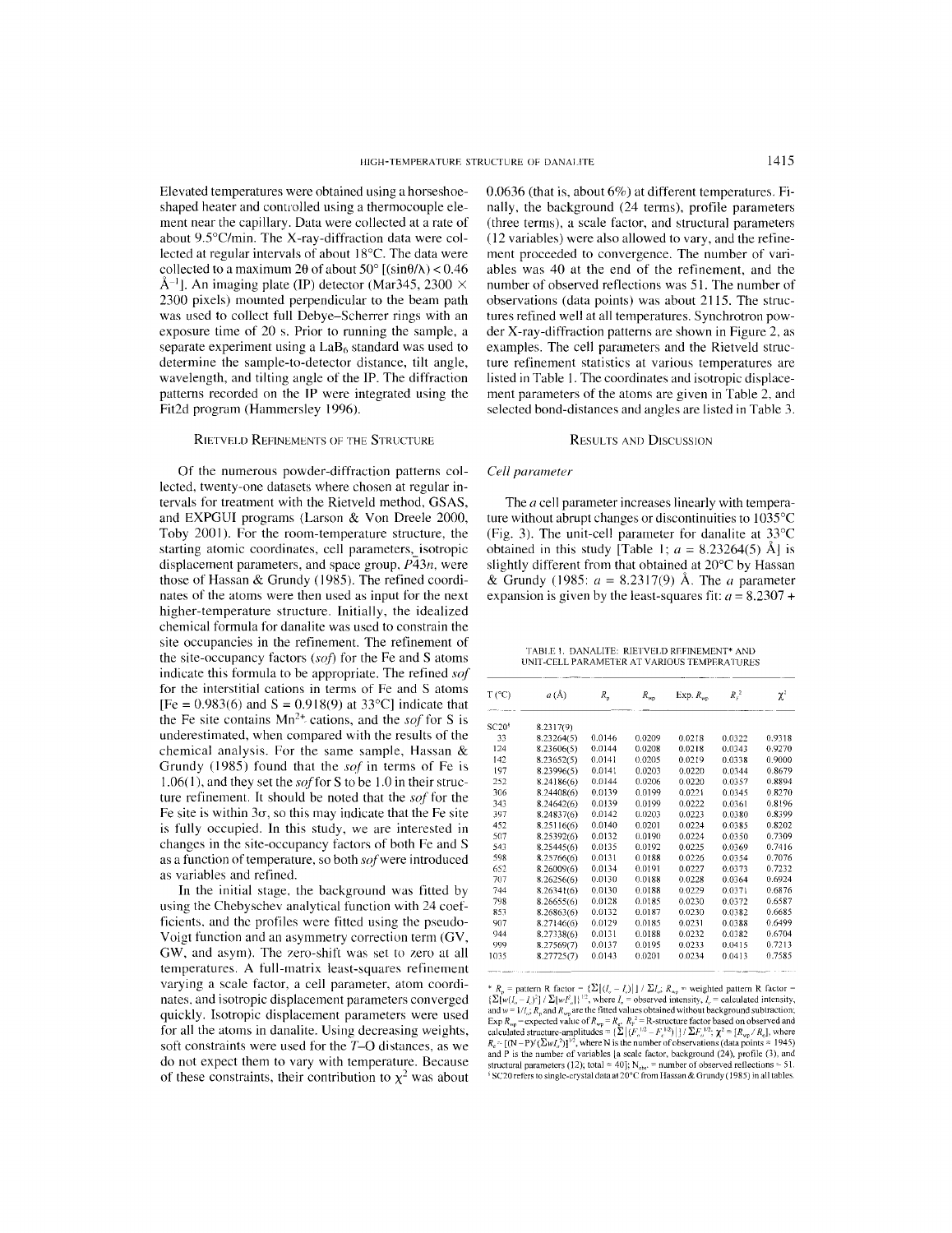Elevated temperatures were obtained using a horseshoe-shaped heater and controlled using a thermocouple element near the capillary. Data were collected at a rate of about 9.5°C/min. The X-ray-diffraction data were collected at regular intervals of about 18°C. The data were collected to a maximum 2θ of about 50° [(sinθ/λ) < 0.46 $Å^{-1}$]. An imaging plate (IP) detector (Mar345, 2300 × 2300 pixels) mounted perpendicular to the beam path was used to collect full Debye–Scherrer rings with an exposure time of 20 s. Prior to running the sample, a separate experiment using a $LaB_6$ standard was used to determine the sample-to-detector distance, tilt angle, wavelength, and tilting angle of the IP. The diffraction patterns recorded on the IP were integrated using the Fit2d program (Hammersley 1996).

## Rietveld Refinements of the Structure

Of the numerous powder-diffraction patterns collected, twenty-one datasets where chosen at regular intervals for treatment with the Rietveld method, GSAS, and EXPGUI programs (Larson & Von Dreele 2000, Toby 2001). For the room-temperature structure, the starting atomic coordinates, cell parameters, isotropic displacement parameters, and space group, $P\bar{4}3n$, were those of Hassan & Grundy (1985). The refined coordinates of the atoms were then used as input for the next higher-temperature structure. Initially, the idealized chemical formula for danalite was used to constrain the site occupancies in the refinement. The refinement of the site-occupancy factors (*sof*) for the Fe and S atoms indicate this formula to be appropriate. The refined *sof* for the interstitial cations in terms of Fe and S atoms [Fe = 0.983(6) and S = 0.918(9) at 33°C] indicate that the Fe site contains $Mn^{2+}$ cations, and the *sof* for S is underestimated, when compared with the results of the chemical analysis. For the same sample, Hassan & Grundy (1985) found that the *sof* in terms of Fe is 1.06(1), and they set the *sof* for S to be 1.0 in their structure refinement. It should be noted that the *sof* for the Fe site is within 3σ, so this may indicate that the Fe site is fully occupied. In this study, we are interested in changes in the site-occupancy factors of both Fe and S as a function of temperature, so both *sof* were introduced as variables and refined.

In the initial stage, the background was fitted by using the Chebyschev analytical function with 24 coefficients, and the profiles were fitted using the pseudo-Voigt function and an asymmetry correction term (GV, GW, and asym). The zero-shift was set to zero at all temperatures. A full-matrix least-squares refinement varying a scale factor, a cell parameter, atom coordinates, and isotropic displacement parameters converged quickly. Isotropic displacement parameters were used for all the atoms in danalite. Using decreasing weights, soft constraints were used for the *T*–O distances, as we do not expect them to vary with temperature. Because of these constraints, their contribution to $\chi^2$ was about 0.0636 (that is, about 6%) at different temperatures. Finally, the background (24 terms), profile parameters (three terms), a scale factor, and structural parameters (12 variables) were also allowed to vary, and the refinement proceeded to convergence. The number of variables was 40 at the end of the refinement, and the number of observed reflections was 51. The number of observations (data points) was about 2115. The structures refined well at all temperatures. Synchrotron powder X-ray-diffraction patterns are shown in Figure 2, as examples. The cell parameters and the Rietveld structure refinement statistics at various temperatures are listed in Table 1. The coordinates and isotropic displacement parameters of the atoms are given in Table 2, and selected bond-distances and angles are listed in Table 3.

## Results and Discussion

### Cell parameter

The *a* cell parameter increases linearly with temperature without abrupt changes or discontinuities to 1035°C (Fig. 3). The unit-cell parameter for danalite at 33°C obtained in this study [Table 1; *a* = 8.23264(5) Å] is slightly different from that obtained at 20°C by Hassan & Grundy (1985: *a* = 8.2317(9) Å. The *a* parameter expansion is given by the least-squares fit: *a* = 8.2307 +

TABLE 1. DANALITE: RIETVELD REFINEMENT* AND UNIT-CELL PARAMETER AT VARIOUS TEMPERATURES

| T (°C) | *a* (Å) | $R_p$ | $R_{wp}$ | Exp. $R_{wp}$ | $R_F^2$ | $\chi^2$ |
|---|---|---|---|---|---|---|
| SC20[§] | 8.2317(9) | | | | | |
| 33 | 8.23264(5) | 0.0146 | 0.0209 | 0.0218 | 0.0322 | 0.9318 |
| 124 | 8.23606(5) | 0.0144 | 0.0208 | 0.0218 | 0.0343 | 0.9270 |
| 142 | 8.23652(5) | 0.0141 | 0.0205 | 0.0219 | 0.0338 | 0.9000 |
| 197 | 8.23996(5) | 0.0141 | 0.0203 | 0.0220 | 0.0344 | 0.8679 |
| 252 | 8.24186(6) | 0.0144 | 0.0206 | 0.0220 | 0.0357 | 0.8894 |
| 306 | 8.24408(6) | 0.0139 | 0.0199 | 0.0221 | 0.0345 | 0.8270 |
| 343 | 8.24642(6) | 0.0139 | 0.0199 | 0.0222 | 0.0361 | 0.8196 |
| 397 | 8.24837(6) | 0.0142 | 0.0203 | 0.0223 | 0.0380 | 0.8399 |
| 452 | 8.25116(6) | 0.0140 | 0.0201 | 0.0224 | 0.0385 | 0.8202 |
| 507 | 8.25392(6) | 0.0132 | 0.0190 | 0.0224 | 0.0350 | 0.7309 |
| 543 | 8.25445(6) | 0.0135 | 0.0192 | 0.0225 | 0.0369 | 0.7416 |
| 598 | 8.25766(6) | 0.0131 | 0.0188 | 0.0226 | 0.0354 | 0.7076 |
| 652 | 8.26009(6) | 0.0134 | 0.0191 | 0.0227 | 0.0373 | 0.7232 |
| 707 | 8.26256(6) | 0.0130 | 0.0188 | 0.0228 | 0.0364 | 0.6924 |
| 744 | 8.26341(6) | 0.0130 | 0.0188 | 0.0229 | 0.0371 | 0.6876 |
| 798 | 8.26655(6) | 0.0128 | 0.0185 | 0.0230 | 0.0372 | 0.6587 |
| 853 | 8.26863(6) | 0.0132 | 0.0187 | 0.0230 | 0.0382 | 0.6685 |
| 907 | 8.27146(6) | 0.0129 | 0.0185 | 0.0231 | 0.0388 | 0.6499 |
| 944 | 8.27338(6) | 0.0131 | 0.0188 | 0.0232 | 0.0382 | 0.6704 |
| 999 | 8.27569(7) | 0.0137 | 0.0195 | 0.0233 | 0.0415 | 0.7213 |
| 1035 | 8.27725(7) | 0.0143 | 0.0201 | 0.0234 | 0.0413 | 0.7585 |

* $R_p$ = pattern R factor = $\{\Sigma[(I_o - I_c)] / \Sigma I_o$; $R_{wp}$ = weighted pattern R factor = $\{\Sigma[w(I_o - I_c)^2] / \Sigma[wI_o^2]\}^{1/2}$, where $I_o$ = observed intensity, $I_c$ = calculated intensity, and $w = 1/I_o$; $R_p$ and $R_{wp}$ are the fitted values obtained without background subtraction; Exp $R_{wp}$ = expected value of $R_{wp} = R_e$. $R_F^2$ = R-structure factor based on observed and calculated structure-amplitudes = $[\Sigma|(F_o^{1/2} - F_c^{1/2})|] / \Sigma F_o^{1/2}$; $\chi^2 = [R_{wp}/R_e]$, where $R_e = [(N - P)/(\Sigma wI_o^2)]^{1/2}$, where N is the number of observations (data points ≈ 1945) and P is the number of variables [a scale factor, background (24), profile (3), and structural parameters (12); total = 40]; $N_{obs}$ = number of observed reflections = 51.
§ SC20 refers to single-crystal data at 20°C from Hassan & Grundy (1985) in all tables.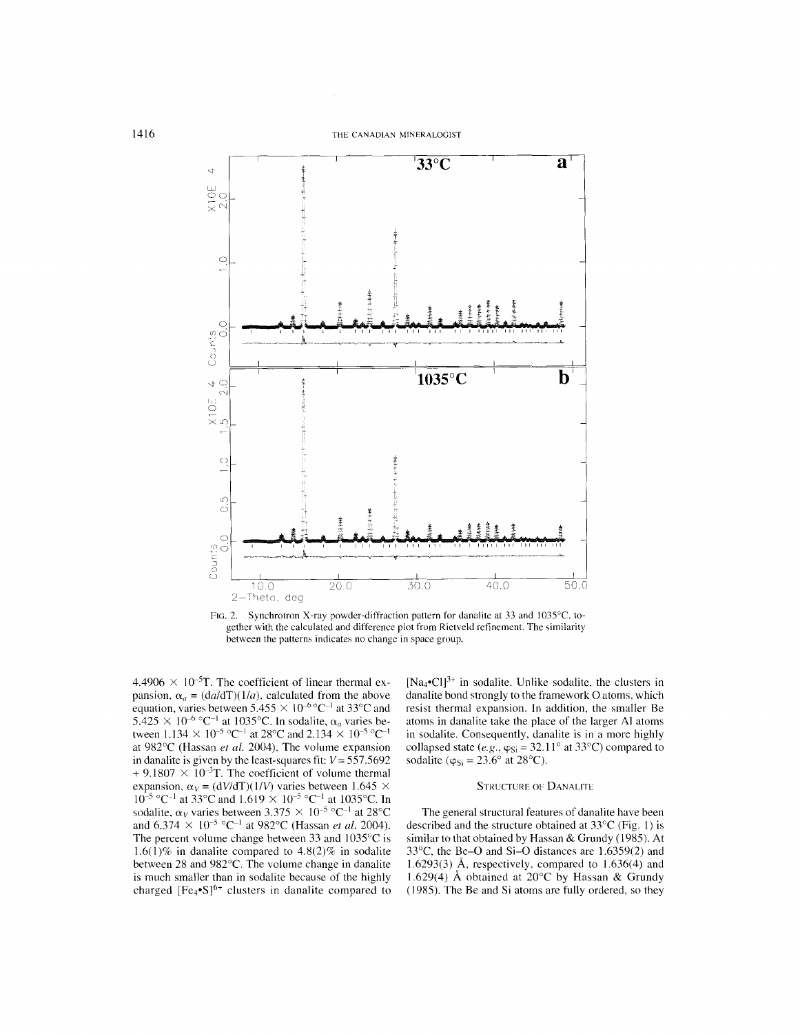FIG. 2. Synchrotron X-ray powder-diffraction pattern for danalite at 33 and 1035°C, together with the calculated and difference plot from Rietveld refinement. The similarity between the patterns indicates no change in space group.

$4.4906 \times 10^{-5}T$. The coefficient of linear thermal expansion, $\alpha_a = (da/dT)(1/a)$, calculated from the above equation, varies between $5.455 \times 10^{-6}$ °C$^{-1}$ at 33°C and $5.425 \times 10^{-6}$ °C$^{-1}$ at 1035°C. In sodalite, $\alpha_a$ varies between $1.134 \times 10^{-5}$ °C$^{-1}$ at 28°C and $2.134 \times 10^{-5}$ °C$^{-1}$ at 982°C (Hassan *et al.* 2004). The volume expansion in danalite is given by the least-squares fit: $V = 557.5692 + 9.1807 \times 10^{-3}T$. The coefficient of volume thermal expansion, $\alpha_V = (dV/dT)(1/V)$ varies between $1.645 \times 10^{-5}$ °C$^{-1}$ at 33°C and $1.619 \times 10^{-5}$ °C$^{-1}$ at 1035°C. In sodalite, $\alpha_V$ varies between $3.375 \times 10^{-5}$ °C$^{-1}$ at 28°C and $6.374 \times 10^{-5}$ °C$^{-1}$ at 982°C (Hassan *et al.* 2004). The percent volume change between 33 and 1035°C is 1.6(1)% in danalite compared to 4.8(2)% in sodalite between 28 and 982°C. The volume change in danalite is much smaller than in sodalite because of the highly charged $[Fe_4{\bullet}S]^{6+}$ clusters in danalite compared to $[Na_4{\bullet}Cl]^{3+}$ in sodalite. Unlike sodalite, the clusters in danalite bond strongly to the framework O atoms, which resist thermal expansion. In addition, the smaller Be atoms in danalite take the place of the larger Al atoms in sodalite. Consequently, danalite is in a more highly collapsed state (*e.g.*, $\varphi_{Si} = 32.11°$ at 33°C) compared to sodalite ($\varphi_{Si} = 23.6°$ at 28°C).

## STRUCTURE OF DANALITE

The general structural features of danalite have been described and the structure obtained at 33°C (Fig. 1) is similar to that obtained by Hassan & Grundy (1985). At 33°C, the Be–O and Si–O distances are 1.6359(2) and 1.6293(3) Å, respectively, compared to 1.636(4) and 1.629(4) Å obtained at 20°C by Hassan & Grundy (1985). The Be and Si atoms are fully ordered, so they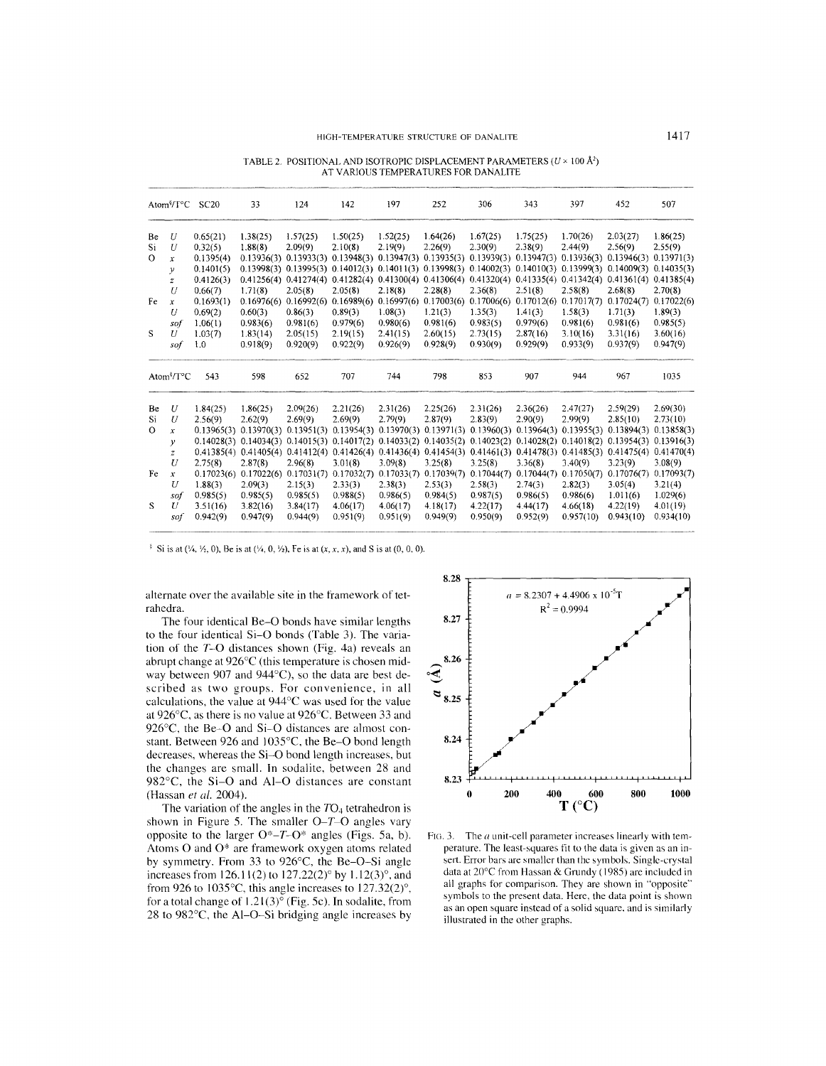TABLE 2. POSITIONAL AND ISOTROPIC DISPLACEMENT PARAMETERS ($U \times 100$ Å$^2$) AT VARIOUS TEMPERATURES FOR DANALITE

| Atom[§]/T°C | | SC20 | 33 | 124 | 142 | 197 | 252 | 306 | 343 | 397 | 452 | 507 |
|---|---|---|---|---|---|---|---|---|---|---|---|---|
| Be | $U$ | 0.65(21) | 1.38(25) | 1.57(25) | 1.50(25) | 1.52(25) | 1.64(26) | 1.67(25) | 1.75(25) | 1.70(26) | 2.03(27) | 1.86(25) |
| Si | $U$ | 0.32(5) | 1.88(8) | 2.09(9) | 2.10(8) | 2.19(9) | 2.26(9) | 2.30(9) | 2.38(9) | 2.44(9) | 2.56(9) | 2.55(9) |
| O | $x$ | 0.1395(4) | 0.13936(3) | 0.13933(3) | 0.13948(3) | 0.13947(3) | 0.13935(3) | 0.13939(3) | 0.13947(3) | 0.13936(3) | 0.13946(3) | 0.13971(3) |
| | $y$ | 0.1401(5) | 0.13998(3) | 0.13995(3) | 0.14012(3) | 0.14011(3) | 0.13998(3) | 0.14002(3) | 0.14010(3) | 0.13999(3) | 0.14009(3) | 0.14035(3) |
| | $z$ | 0.4126(3) | 0.41256(4) | 0.41274(4) | 0.41282(4) | 0.41300(4) | 0.41306(4) | 0.41320(4) | 0.41335(4) | 0.41342(4) | 0.41361(4) | 0.41385(4) |
| | $U$ | 0.66(7) | 1.71(8) | 2.05(8) | 2.05(8) | 2.18(8) | 2.28(8) | 2.36(8) | 2.51(8) | 2.58(8) | 2.68(8) | 2.70(8) |
| Fe | $x$ | 0.1693(1) | 0.16976(6) | 0.16992(6) | 0.16989(6) | 0.16997(6) | 0.17003(6) | 0.17006(6) | 0.17012(6) | 0.17017(7) | 0.17024(7) | 0.17022(6) |
| | $U$ | 0.69(2) | 0.60(3) | 0.86(3) | 0.89(3) | 1.08(3) | 1.21(3) | 1.35(3) | 1.41(3) | 1.58(3) | 1.71(3) | 1.89(3) |
| | $sof$ | 1.06(1) | 0.983(6) | 0.981(6) | 0.979(6) | 0.980(6) | 0.981(6) | 0.983(5) | 0.979(6) | 0.981(6) | 0.981(6) | 0.985(5) |
| S | $U$ | 1.03(7) | 1.83(14) | 2.05(15) | 2.19(15) | 2.41(15) | 2.60(15) | 2.73(15) | 2.87(16) | 3.10(16) | 3.31(16) | 3.60(16) |
| | $sof$ | 1.0 | 0.918(9) | 0.920(9) | 0.922(9) | 0.926(9) | 0.928(9) | 0.930(9) | 0.929(9) | 0.933(9) | 0.937(9) | 0.947(9) |

| Atom[§]/T°C | | 543 | 598 | 652 | 707 | 744 | 798 | 853 | 907 | 944 | 967 | 1035 |
|---|---|---|---|---|---|---|---|---|---|---|---|---|
| Be | $U$ | 1.84(25) | 1.86(25) | 2.09(26) | 2.21(26) | 2.31(26) | 2.25(26) | 2.31(26) | 2.36(26) | 2.47(27) | 2.59(29) | 2.69(30) |
| Si | $U$ | 2.56(9) | 2.62(9) | 2.69(9) | 2.69(9) | 2.79(9) | 2.87(9) | 2.83(9) | 2.90(9) | 2.99(9) | 2.85(10) | 2.73(10) |
| O | $x$ | 0.13965(3) | 0.13970(3) | 0.13951(3) | 0.13954(3) | 0.13970(3) | 0.13971(3) | 0.13960(3) | 0.13964(3) | 0.13955(3) | 0.13894(3) | 0.13858(3) |
| | $y$ | 0.14028(3) | 0.14034(3) | 0.14015(3) | 0.14017(2) | 0.14033(2) | 0.14035(2) | 0.14023(2) | 0.14028(2) | 0.14018(2) | 0.13954(3) | 0.13916(3) |
| | $z$ | 0.41385(4) | 0.41405(4) | 0.41412(4) | 0.41426(4) | 0.41436(4) | 0.41454(3) | 0.41461(3) | 0.41478(3) | 0.41485(3) | 0.41475(4) | 0.41470(4) |
| | $U$ | 2.75(8) | 2.87(8) | 2.96(8) | 3.01(8) | 3.09(8) | 3.25(8) | 3.25(8) | 3.36(8) | 3.40(9) | 3.23(9) | 3.08(9) |
| Fe | $x$ | 0.17023(6) | 0.17022(6) | 0.17031(7) | 0.17032(7) | 0.17033(7) | 0.17039(7) | 0.17044(7) | 0.17044(7) | 0.17050(7) | 0.17076(7) | 0.17093(7) |
| | $U$ | 1.88(3) | 2.09(3) | 2.15(3) | 2.33(3) | 2.38(3) | 2.53(3) | 2.58(3) | 2.74(3) | 2.82(3) | 3.05(4) | 3.21(4) |
| | $sof$ | 0.985(5) | 0.985(5) | 0.985(5) | 0.988(5) | 0.986(5) | 0.984(5) | 0.987(5) | 0.986(5) | 0.986(6) | 1.011(6) | 1.029(6) |
| S | $U$ | 3.51(16) | 3.82(16) | 3.84(17) | 4.06(17) | 4.06(17) | 4.18(17) | 4.22(17) | 4.44(17) | 4.66(18) | 4.22(19) | 4.01(19) |
| | $sof$ | 0.942(9) | 0.947(9) | 0.944(9) | 0.951(9) | 0.951(9) | 0.949(9) | 0.950(9) | 0.952(9) | 0.957(10) | 0.943(10) | 0.934(10) |

§ Si is at (¼, ½, 0), Be is at (¼, 0, ½), Fe is at ($x$, $x$, $x$), and S is at (0, 0, 0).

alternate over the available site in the framework of tetrahedra.

The four identical Be–O bonds have similar lengths to the four identical Si–O bonds (Table 3). The variation of the $T$–O distances shown (Fig. 4a) reveals an abrupt change at 926°C (this temperature is chosen midway between 907 and 944°C), so the data are best described as two groups. For convenience, in all calculations, the value at 944°C was used for the value at 926°C, as there is no value at 926°C. Between 33 and 926°C, the Be–O and Si–O distances are almost constant. Between 926 and 1035°C, the Be–O bond length decreases, whereas the Si–O bond length increases, but the changes are small. In sodalite, between 28 and 982°C, the Si–O and Al–O distances are constant (Hassan *et al.* 2004).

The variation of the angles in the $TO_4$ tetrahedron is shown in Figure 5. The smaller O–$T$–O angles vary opposite to the larger O*–$T$–O* angles (Figs. 5a, b). Atoms O and O* are framework oxygen atoms related by symmetry. From 33 to 926°C, the Be–O–Si angle increases from 126.11(2) to 127.22(2)° by 1.12(3)°, and from 926 to 1035°C, this angle increases to 127.32(2)°, for a total change of 1.21(3)° (Fig. 5c). In sodalite, from 28 to 982°C, the Al–O–Si bridging angle increases by

FIG. 3. The $a$ unit-cell parameter increases linearly with temperature. The least-squares fit to the data is given as an insert. Error bars are smaller than the symbols. Single-crystal data at 20°C from Hassan & Grundy (1985) are included in all graphs for comparison. They are shown in "opposite" symbols to the present data. Here, the data point is shown as an open square instead of a solid square, and is similarly illustrated in the other graphs.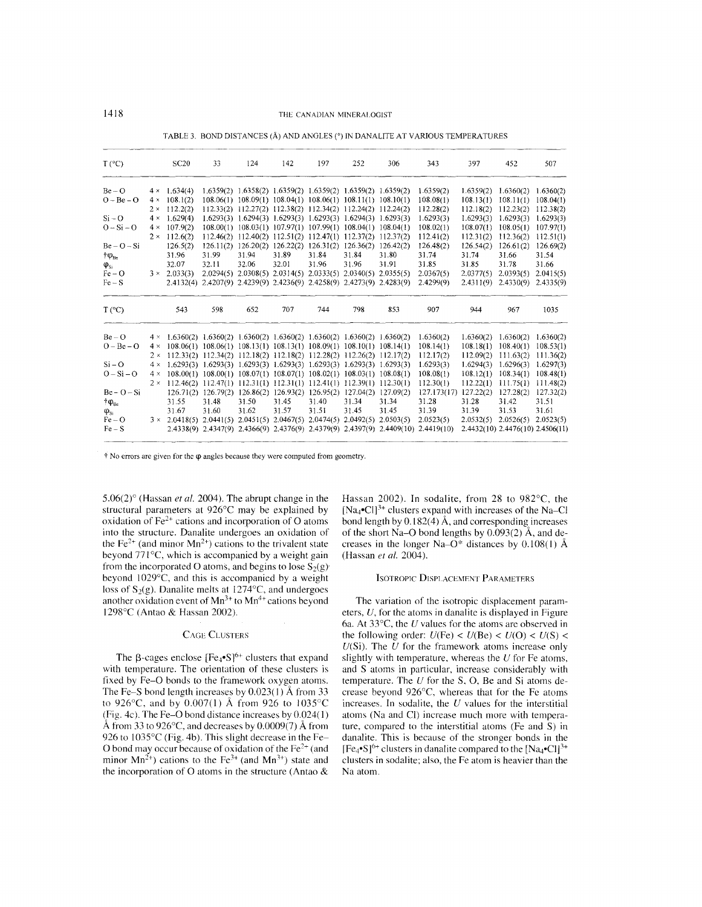TABLE 3. BOND DISTANCES (Å) AND ANGLES (°) IN DANALITE AT VARIOUS TEMPERATURES

| T (°C) | | SC20 | 33 | 124 | 142 | 197 | 252 | 306 | 343 | 397 | 452 | 507 |
|---|---|---|---|---|---|---|---|---|---|---|---|---|
| Be – O | 4 × | 1.634(4) | 1.6359(2) | 1.6358(2) | 1.6359(2) | 1.6359(2) | 1.6359(2) | 1.6359(2) | 1.6359(2) | 1.6359(2) | 1.6360(2) | 1.6360(2) |
| O – Be – O | 4 × | 108.1(2) | 108.06(1) | 108.09(1) | 108.04(1) | 108.06(1) | 108.11(1) | 108.10(1) | 108.08(1) | 108.13(1) | 108.11(1) | 108.04(1) |
| | 2 × | 112.2(2) | 112.33(2) | 112.27(2) | 112.38(2) | 112.34(2) | 112.24(2) | 112.24(2) | 112.28(2) | 112.18(2) | 112.23(2) | 112.38(2) |
| Si – O | 4 × | 1.629(4) | 1.6293(3) | 1.6294(3) | 1.6293(3) | 1.6293(3) | 1.6294(3) | 1.6293(3) | 1.6293(3) | 1.6293(3) | 1.6293(3) | 1.6293(3) |
| O – Si – O | 4 × | 107.9(2) | 108.00(1) | 108.03(1) | 107.97(1) | 107.99(1) | 108.04(1) | 108.04(1) | 108.02(1) | 108.07(1) | 108.05(1) | 107.97(1) |
| | 2 × | 112.6(2) | 112.46(2) | 112.40(2) | 112.51(2) | 112.47(1) | 112.37(2) | 112.37(2) | 112.41(2) | 112.31(2) | 112.36(2) | 112.51(1) |
| Be – O – Si | | 126.5(2) | 126.11(2) | 126.20(2) | 126.22(2) | 126.31(2) | 126.36(2) | 126.42(2) | 126.48(2) | 126.54(2) | 126.61(2) | 126.69(2) |
| †$\varphi_{Be}$ | | 31.96 | 31.99 | 31.94 | 31.89 | 31.84 | 31.84 | 31.80 | 31.74 | 31.74 | 31.66 | 31.54 |
| $\varphi_{Si}$ | | 32.07 | 32.11 | 32.06 | 32.01 | 31.96 | 31.96 | 31.91 | 31.85 | 31.85 | 31.78 | 31.66 |
| Fe – O | 3 × | 2.033(3) | 2.0294(5) | 2.0308(5) | 2.0314(5) | 2.0333(5) | 2.0340(5) | 2.0355(5) | 2.0367(5) | 2.0377(5) | 2.0393(5) | 2.0415(5) |
| Fe – S | | 2.4132(4) | 2.4207(9) | 2.4239(9) | 2.4236(9) | 2.4258(9) | 2.4273(9) | 2.4283(9) | 2.4299(9) | 2.4311(9) | 2.4330(9) | 2.4335(9) |
| T (°C) | | 543 | 598 | 652 | 707 | 744 | 798 | 853 | 907 | 944 | 967 | 1035 |
| Be – O | 4 × | 1.6360(2) | 1.6360(2) | 1.6360(2) | 1.6360(2) | 1.6360(2) | 1.6360(2) | 1.6360(2) | 1.6360(2) | 1.6360(2) | 1.6360(2) | 1.6360(2) |
| O – Be – O | 4 × | 108.06(1) | 108.06(1) | 108.13(1) | 108.13(1) | 108.09(1) | 108.10(1) | 108.14(1) | 108.14(1) | 108.18(1) | 108.40(1) | 108.53(1) |
| | 2 × | 112.33(2) | 112.34(2) | 112.18(2) | 112.18(2) | 112.28(2) | 112.26(2) | 112.17(2) | 112.17(2) | 112.09(2) | 111.63(2) | 111.36(2) |
| Si – O | 4 × | 1.6293(3) | 1.6293(3) | 1.6293(3) | 1.6293(3) | 1.6293(3) | 1.6293(3) | 1.6293(3) | 1.6293(3) | 1.6294(3) | 1.6296(3) | 1.6297(3) |
| O – Si – O | 4 × | 108.00(1) | 108.00(1) | 108.07(1) | 108.07(1) | 108.02(1) | 108.03(1) | 108.08(1) | 108.08(1) | 108.12(1) | 108.34(1) | 108.48(1) |
| | 2 × | 112.46(2) | 112.47(1) | 112.31(1) | 112.31(1) | 112.41(1) | 112.39(1) | 112.30(1) | 112.30(1) | 112.22(1) | 111.75(1) | 111.48(2) |
| Be – O – Si | | 126.71(2) | 126.79(2) | 126.86(2) | 126.93(2) | 126.95(2) | 127.04(2) | 127.09(2) | 127.173(17) | 127.22(2) | 127.28(2) | 127.32(2) |
| †$\varphi_{Be}$ | | 31.55 | 31.48 | 31.50 | 31.45 | 31.40 | 31.34 | 31.34 | 31.28 | 31.28 | 31.42 | 31.51 |
| $\varphi_{Si}$ | | 31.67 | 31.60 | 31.62 | 31.57 | 31.51 | 31.45 | 31.45 | 31.39 | 31.39 | 31.53 | 31.61 |
| Fe – O | 3 × | 2.0418(5) | 2.0441(5) | 2.0451(5) | 2.0467(5) | 2.0474(5) | 2.0492(5) | 2.0503(5) | 2.0523(5) | 2.0532(5) | 2.0526(5) | 2.0523(5) |
| Fe – S | | 2.4338(9) | 2.4347(9) | 2.4366(9) | 2.4376(9) | 2.4379(9) | 2.4397(9) | 2.4409(10) | 2.4419(10) | 2.4432(10) | 2.4476(10) | 2.4506(11) |

† No errors are given for the $\varphi$ angles because they were computed from geometry.

5.06(2)° (Hassan *et al.* 2004). The abrupt change in the structural parameters at 926°C may be explained by oxidation of $Fe^{2+}$ cations and incorporation of O atoms into the structure. Danalite undergoes an oxidation of the $Fe^{2+}$ (and minor $Mn^{2+}$) cations to the trivalent state beyond 771°C, which is accompanied by a weight gain from the incorporated O atoms, and begins to lose $S_2(g)$ beyond 1029°C, and this is accompanied by a weight loss of $S_2(g)$. Danalite melts at 1274°C, and undergoes another oxidation event of $Mn^{3+}$ to $Mn^{4+}$ cations beyond 1298°C (Antao & Hassan 2002).

## Cage Clusters

The β-cages enclose $[Fe_4{\bullet}S]^{6+}$ clusters that expand with temperature. The orientation of these clusters is fixed by Fe–O bonds to the framework oxygen atoms. The Fe–S bond length increases by 0.023(1) Å from 33 to 926°C, and by 0.007(1) Å from 926 to 1035°C (Fig. 4c). The Fe–O bond distance increases by 0.024(1) Å from 33 to 926°C, and decreases by 0.0009(7) Å from 926 to 1035°C (Fig. 4b). This slight decrease in the Fe–O bond may occur because of oxidation of the $Fe^{2+}$ (and minor $Mn^{2+}$) cations to the $Fe^{3+}$ (and $Mn^{3+}$) state and the incorporation of O atoms in the structure (Antao & Hassan 2002). In sodalite, from 28 to 982°C, the $[Na_4{\bullet}Cl]^{3+}$ clusters expand with increases of the Na–Cl bond length by 0.182(4) Å, and corresponding increases of the short Na–O bond lengths by 0.093(2) Å, and decreases in the longer Na–O* distances by 0.108(1) Å (Hassan *et al.* 2004).

## Isotropic Displacement Parameters

The variation of the isotropic displacement parameters, $U$, for the atoms in danalite is displayed in Figure 6a. At 33°C, the $U$ values for the atoms are observed in the following order: $U(\mathrm{Fe}) < U(\mathrm{Be}) < U(\mathrm{O}) < U(\mathrm{S}) < U(\mathrm{Si})$. The $U$ for the framework atoms increase only slightly with temperature, whereas the $U$ for Fe atoms, and S atoms in particular, increase considerably with temperature. The $U$ for the S, O, Be and Si atoms decrease beyond 926°C, whereas that for the Fe atoms increases. In sodalite, the $U$ values for the interstitial atoms (Na and Cl) increase much more with temperature, compared to the interstitial atoms (Fe and S) in danalite. This is because of the stronger bonds in the $[Fe_4{\bullet}S]^{6+}$ clusters in danalite compared to the $[Na_4{\bullet}Cl]^{3+}$ clusters in sodalite; also, the Fe atom is heavier than the Na atom.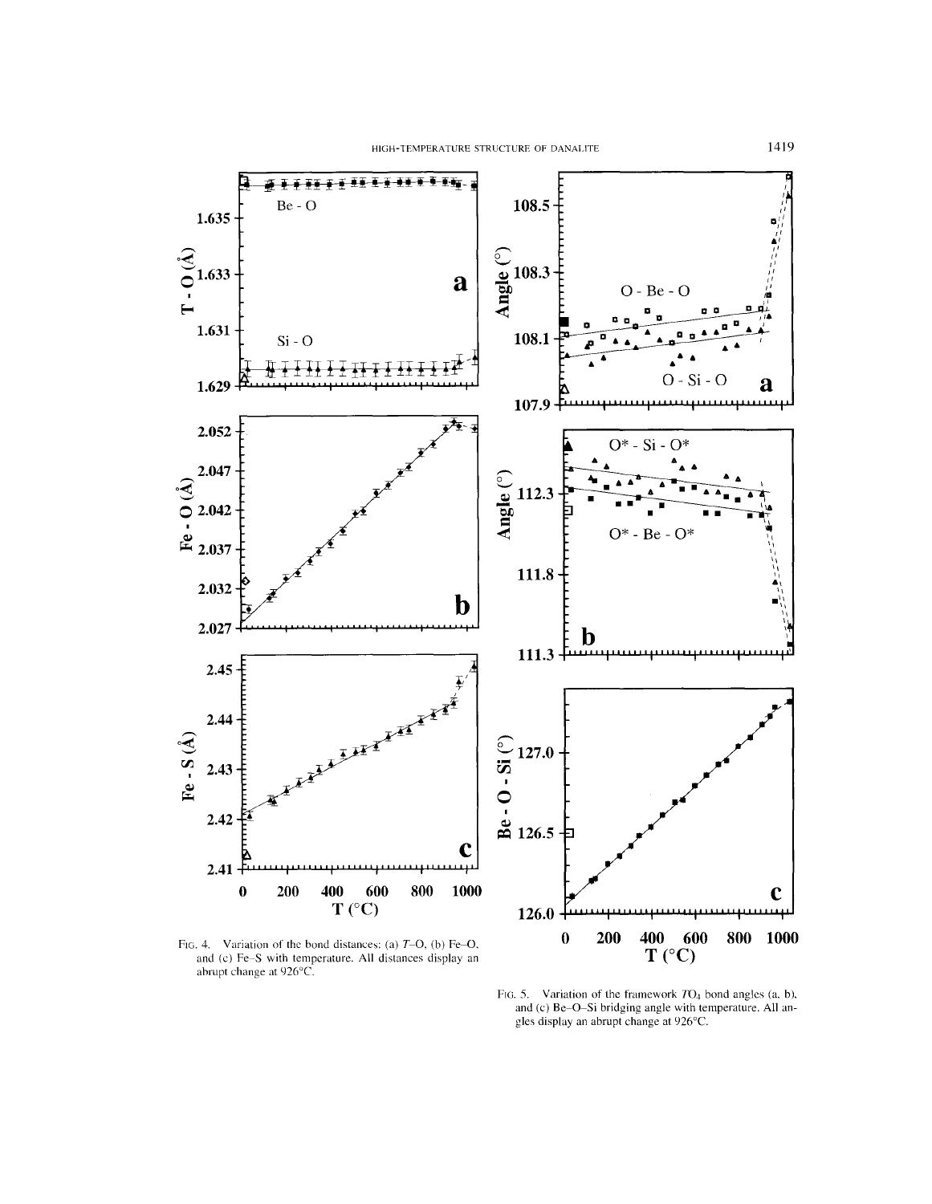FIG. 4. Variation of the bond distances: (a) $T$–O, (b) Fe–O, and (c) Fe–S with temperature. All distances display an abrupt change at 926°C.

FIG. 5. Variation of the framework $TO_4$ bond angles (a, b), and (c) Be–O–Si bridging angle with temperature. All angles display an abrupt change at 926°C.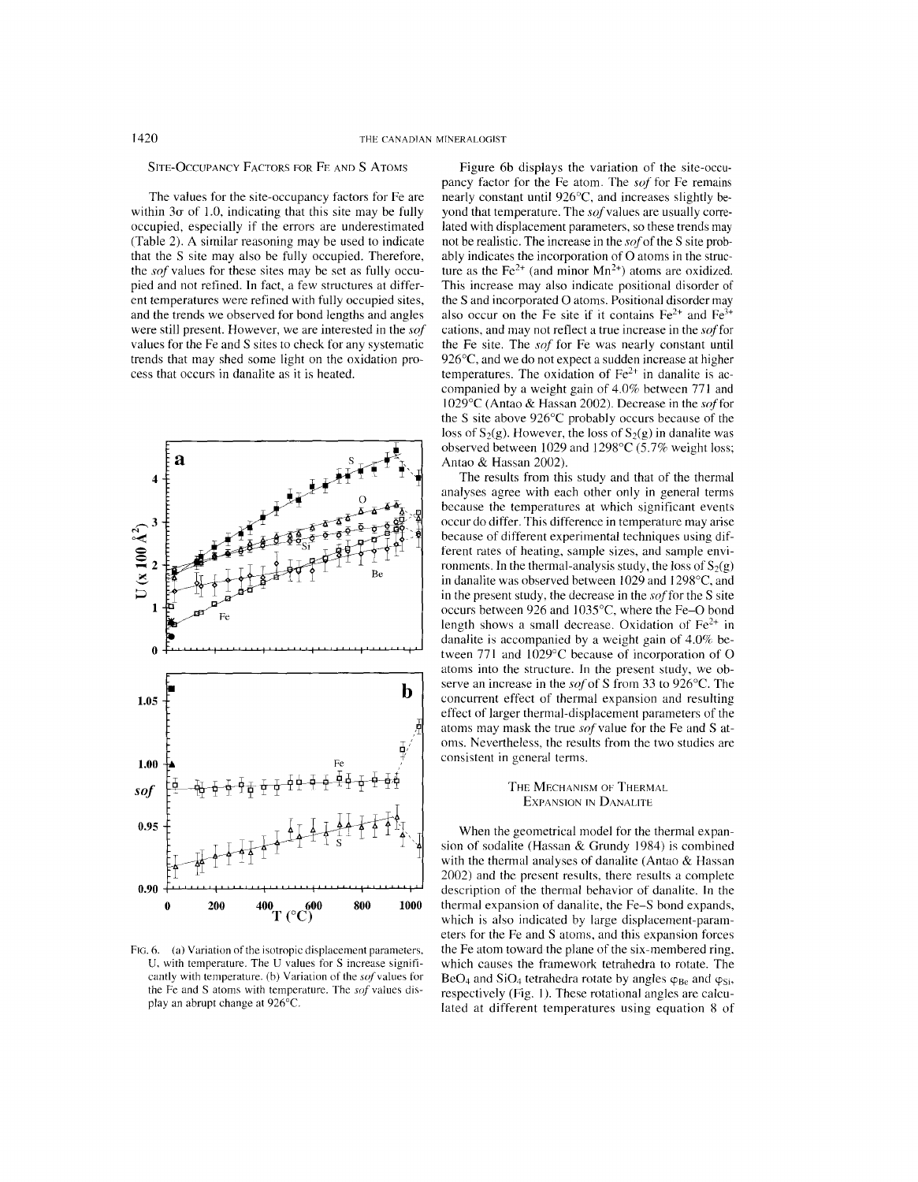### Site-Occupancy Factors for Fe and S Atoms

The values for the site-occupancy factors for Fe are within $3\sigma$ of 1.0, indicating that this site may be fully occupied, especially if the errors are underestimated (Table 2). A similar reasoning may be used to indicate that the S site may also be fully occupied. Therefore, the *sof* values for these sites may be set as fully occupied and not refined. In fact, a few structures at different temperatures were refined with fully occupied sites, and the trends we observed for bond lengths and angles were still present. However, we are interested in the *sof* values for the Fe and S sites to check for any systematic trends that may shed some light on the oxidation process that occurs in danalite as it is heated.

FIG. 6. (a) Variation of the isotropic displacement parameters, U, with temperature. The U values for S increase significantly with temperature. (b) Variation of the *sof* values for the Fe and S atoms with temperature. The *sof* values display an abrupt change at 926°C.

Figure 6b displays the variation of the site-occupancy factor for the Fe atom. The *sof* for Fe remains nearly constant until 926°C, and increases slightly beyond that temperature. The *sof* values are usually correlated with displacement parameters, so these trends may not be realistic. The increase in the *sof* of the S site probably indicates the incorporation of O atoms in the structure as the $Fe^{2+}$ (and minor $Mn^{2+}$) atoms are oxidized. This increase may also indicate positional disorder of the S and incorporated O atoms. Positional disorder may also occur on the Fe site if it contains $Fe^{2+}$ and $Fe^{3+}$ cations, and may not reflect a true increase in the *sof* for the Fe site. The *sof* for Fe was nearly constant until 926°C, and we do not expect a sudden increase at higher temperatures. The oxidation of $Fe^{2+}$ in danalite is accompanied by a weight gain of 4.0% between 771 and 1029°C (Antao & Hassan 2002). Decrease in the *sof* for the S site above 926°C probably occurs because of the loss of $S_2(g)$. However, the loss of $S_2(g)$ in danalite was observed between 1029 and 1298°C (5.7% weight loss; Antao & Hassan 2002).

The results from this study and that of the thermal analyses agree with each other only in general terms because the temperatures at which significant events occur do differ. This difference in temperature may arise because of different experimental techniques using different rates of heating, sample sizes, and sample environments. In the thermal-analysis study, the loss of $S_2(g)$ in danalite was observed between 1029 and 1298°C, and in the present study, the decrease in the *sof* for the S site occurs between 926 and 1035°C, where the Fe–O bond length shows a small decrease. Oxidation of $Fe^{2+}$ in danalite is accompanied by a weight gain of 4.0% between 771 and 1029°C because of incorporation of O atoms into the structure. In the present study, we observe an increase in the *sof* of S from 33 to 926°C. The concurrent effect of thermal expansion and resulting effect of larger thermal-displacement parameters of the atoms may mask the true *sof* value for the Fe and S atoms. Nevertheless, the results from the two studies are consistent in general terms.

### The Mechanism of Thermal Expansion in Danalite

When the geometrical model for the thermal expansion of sodalite (Hassan & Grundy 1984) is combined with the thermal analyses of danalite (Antao & Hassan 2002) and the present results, there results a complete description of the thermal behavior of danalite. In the thermal expansion of danalite, the Fe–S bond expands, which is also indicated by large displacement-parameters for the Fe and S atoms, and this expansion forces the Fe atom toward the plane of the six-membered ring, which causes the framework tetrahedra to rotate. The $BeO_4$ and $SiO_4$ tetrahedra rotate by angles $\varphi_{Be}$ and $\varphi_{Si}$, respectively (Fig. 1). These rotational angles are calculated at different temperatures using equation 8 of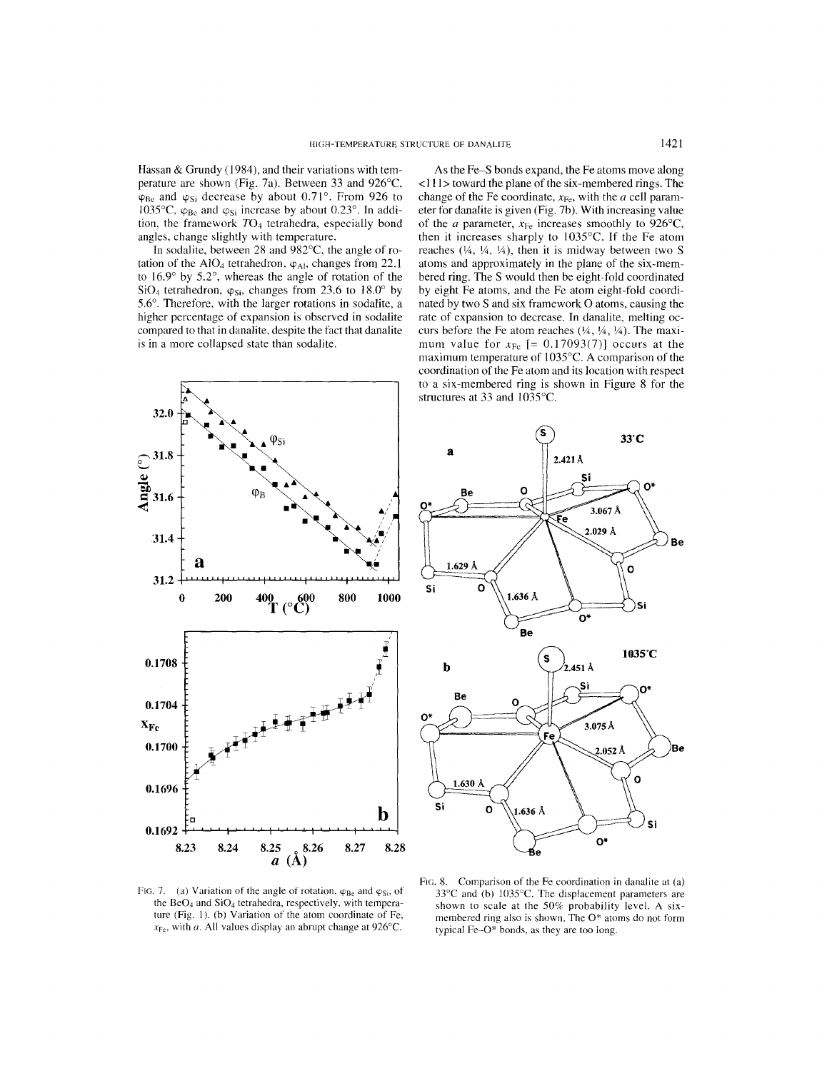Hassan & Grundy (1984), and their variations with temperature are shown (Fig. 7a). Between 33 and 926°C, $\varphi_{Be}$ and $\varphi_{Si}$ decrease by about 0.71°. From 926 to 1035°C, $\varphi_{Be}$ and $\varphi_{Si}$ increase by about 0.23°. In addition, the framework $TO_4$ tetrahedra, especially bond angles, change slightly with temperature.

In sodalite, between 28 and 982°C, the angle of rotation of the $AlO_4$ tetrahedron, $\varphi_{Al}$, changes from 22.1 to 16.9° by 5.2°, whereas the angle of rotation of the $SiO_4$ tetrahedron, $\varphi_{Si}$, changes from 23.6 to 18.0° by 5.6°. Therefore, with the larger rotations in sodalite, a higher percentage of expansion is observed in sodalite compared to that in danalite, despite the fact that danalite is in a more collapsed state than sodalite.

As the Fe–S bonds expand, the Fe atoms move along <111> toward the plane of the six-membered rings. The change of the Fe coordinate, $x_{Fe}$, with the $a$ cell parameter for danalite is given (Fig. 7b). With increasing value of the $a$ parameter, $x_{Fe}$ increases smoothly to 926°C, then it increases sharply to 1035°C. If the Fe atom reaches (¼, ¼, ¼), then it is midway between two S atoms and approximately in the plane of the six-membered ring. The S would then be eight-fold coordinated by eight Fe atoms, and the Fe atom eight-fold coordinated by two S and six framework O atoms, causing the rate of expansion to decrease. In danalite, melting occurs before the Fe atom reaches (¼, ¼, ¼). The maximum value for $x_{Fe}$ [= 0.17093(7)] occurs at the maximum temperature of 1035°C. A comparison of the coordination of the Fe atom and its location with respect to a six-membered ring is shown in Figure 8 for the structures at 33 and 1035°C.

FIG. 7. (a) Variation of the angle of rotation, $\varphi_{Be}$ and $\varphi_{Si}$, of the $BeO_4$ and $SiO_4$ tetrahedra, respectively, with temperature (Fig. 1). (b) Variation of the atom coordinate of Fe, $x_{Fe}$, with $a$. All values display an abrupt change at 926°C.

FIG. 8. Comparison of the Fe coordination in danalite at (a) 33°C and (b) 1035°C. The displacement parameters are shown to scale at the 50% probability level. A six-membered ring also is shown. The O* atoms do not form typical Fe–O* bonds, as they are too long.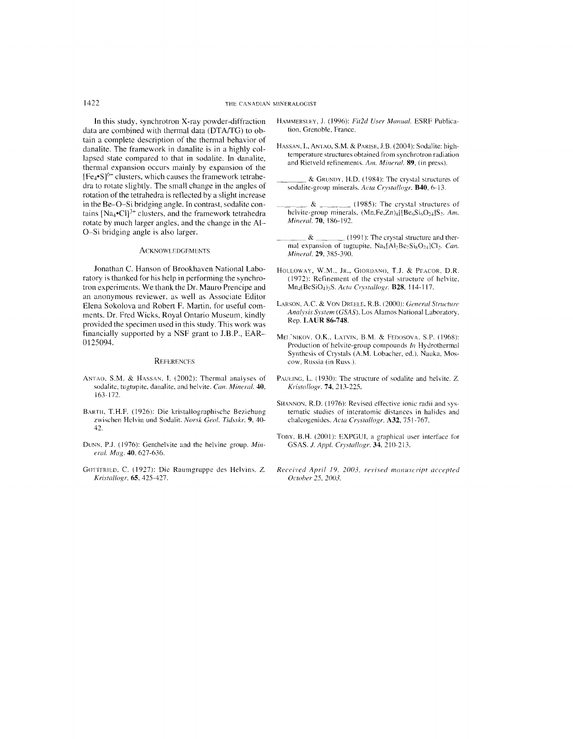In this study, synchrotron X-ray powder-diffraction data are combined with thermal data (DTA/TG) to obtain a complete description of the thermal behavior of danalite. The framework in danalite is in a highly collapsed state compared to that in sodalite. In danalite, thermal expansion occurs mainly by expansion of the $[Fe_4{\bullet}S]^{6+}$ clusters, which causes the framework tetrahedra to rotate slightly. The small change in the angles of rotation of the tetrahedra is reflected by a slight increase in the Be–O–Si bridging angle. In contrast, sodalite contains $[Na_4{\bullet}Cl]^{3+}$ clusters, and the framework tetrahedra rotate by much larger angles, and the change in the Al–O–Si bridging angle is also larger.

## Acknowledgements

Jonathan C. Hanson of Brookhaven National Laboratory is thanked for his help in performing the synchrotron experiments. We thank the Dr. Mauro Prencipe and an anonymous reviewer, as well as Associate Editor Elena Sokolova and Robert F. Martin, for useful comments. Dr. Fred Wicks, Royal Ontario Museum, kindly provided the specimen used in this study. This work was financially supported by a NSF grant to J.B.P., EAR–0125094.

## References

Antao, S.M. & Hassan, I. (2002): Thermal analyses of sodalite, tugtupite, danalite, and helvite. *Can. Mineral.* **40**, 163-172.

Barth, T.H.F. (1926): Die kristallographische Beziehung zwischen Helvin und Sodalit. *Norsk Geol. Tidsskr.* **9**, 40-42.

Dunn, P.J. (1976): Genthelvite and the helvine group. *Mineral. Mag.* **40**, 627-636.

Gottfried, C. (1927): Die Raumgruppe des Helvins. *Z. Kristallogr.* **65**, 425-427.

Hammersley, J. (1996): *Fit2d User Manual*. ESRF Publication, Grenoble, France.

Hassan, I., Antao, S.M. & Parise, J.B. (2004): Sodalite: high-temperature structures obtained from synchrotron radiation and Rietveld refinements. *Am. Mineral.* **89**, (in press).

\_\_\_\_\_\_\_ & Grundy, H.D. (1984): The crystal structures of sodalite-group minerals. *Acta Crystallogr.* **B40**, 6-13.

\_\_\_\_\_\_\_ & \_\_\_\_\_\_\_ (1985): The crystal structures of helvite-group minerals, $(Mn,Fe,Zn)_8[(Be_6Si_6O_{24}]S_2$. *Am. Mineral.* **70**, 186-192.

\_\_\_\_\_\_\_ & \_\_\_\_\_\_\_ (1991): The crystal structure and thermal expansion of tugtupite, $Na_8[Al_2Be_2Si_8O_{24}]Cl_2$. *Can. Mineral.* **29**, 385-390.

Holloway, W.M., Jr., Giordano, T.J. & Peacor, D.R. (1972): Refinement of the crystal structure of helvite, $Mn_4(BeSiO_4)_3S$. *Acta Crystallogr.* **B28**, 114-117.

Larson, A.C. & Von Dreele, R.B. (2000): *General Structure Analysis System (GSAS)*. Los Alamos National Laboratory, Rep. **LAUR 86-748**.

Mel'nikov, O.K., Latvin, B.M. & Fedosova, S.P. (1968): Production of helvite-group compounds *In* Hydrothermal Synthesis of Crystals (A.M. Lobacher, ed.). Nauka, Moscow, Russia (in Russ.).

Pauling, L. (1930): The structure of sodalite and helvite. *Z. Kristallogr.* **74**, 213-225.

Shannon, R.D. (1976): Revised effective ionic radii and systematic studies of interatomic distances in halides and chalcogenides. *Acta Crystallogr.* **A32**, 751-767.

Toby, B.H. (2001): EXPGUI, a graphical user interface for GSAS. *J. Appl. Crystallogr.* **34**, 210-213.

*Received April 19, 2003, revised manuscript accepted October 25, 2003.*